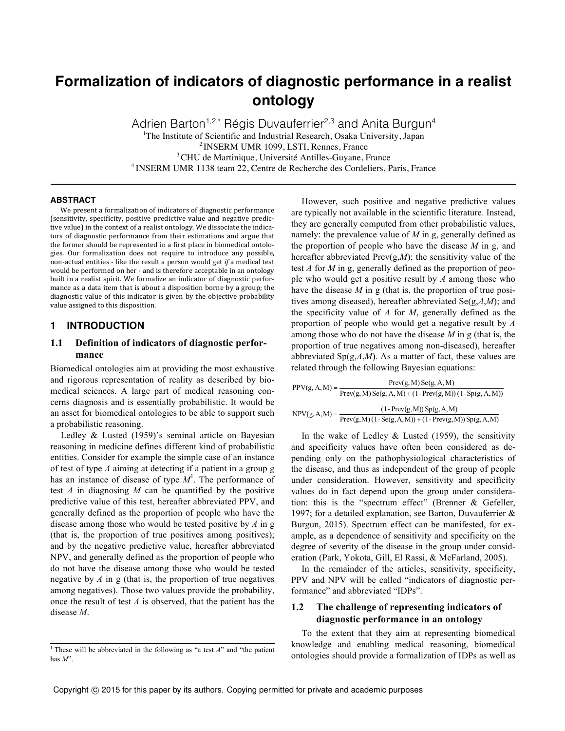# Formalization of indicators of diagnostic performance in a realist ontology

Adrien Barton[1,2,*] Régis Duvauferrier[2,3] and Anita Burgun[4]

[1]The Institute of Scientific and Industrial Research, Osaka University, Japan
[2] INSERM UMR 1099, LSTI, Rennes, France
[3] CHU de Martinique, Université Antilles-Guyane, France
[4] INSERM UMR 1138 team 22, Centre de Recherche des Cordeliers, Paris, France

### ABSTRACT

We present a formalization of indicators of diagnostic performance (sensitivity, specificity, positive predictive value and negative predictive value) in the context of a realist ontology. We dissociate the indicators of diagnostic performance from their estimations and argue that the former should be represented in a first place in biomedical ontologies. Our formalization does not require to introduce any possible, non-actual entities - like the result a person would get *if* a medical test would be performed on her - and is therefore acceptable in an ontology built in a realist spirit. We formalize an indicator of diagnostic performance as a data item that is about a disposition borne by a group; the diagnostic value of this indicator is given by the objective probability value assigned to this disposition.

## 1 INTRODUCTION

### 1.1 Definition of indicators of diagnostic performance

Biomedical ontologies aim at providing the most exhaustive and rigorous representation of reality as described by biomedical sciences. A large part of medical reasoning concerns diagnosis and is essentially probabilistic. It would be an asset for biomedical ontologies to be able to support such a probabilistic reasoning.

Ledley & Lusted (1959)'s seminal article on Bayesian reasoning in medicine defines different kind of probabilistic entities. Consider for example the simple case of an instance of test of type *A* aiming at detecting if a patient in a group g has an instance of disease of type *M*[1]. The performance of test *A* in diagnosing *M* can be quantified by the positive predictive value of this test, hereafter abbreviated PPV, and generally defined as the proportion of people who have the disease among those who would be tested positive by *A* in g (that is, the proportion of true positives among positives); and by the negative predictive value, hereafter abbreviated NPV, and generally defined as the proportion of people who do not have the disease among those who would be tested negative by *A* in g (that is, the proportion of true negatives among negatives). Those two values provide the probability, once the result of test *A* is observed, that the patient has the disease *M*.

However, such positive and negative predictive values are typically not available in the scientific literature. Instead, they are generally computed from other probabilistic values, namely: the prevalence value of *M* in g, generally defined as the proportion of people who have the disease *M* in g, and hereafter abbreviated Prev(g,*M*); the sensitivity value of the test *A* for *M* in g, generally defined as the proportion of people who would get a positive result by *A* among those who have the disease *M* in g (that is, the proportion of true positives among diseased), hereafter abbreviated Se(g,*A*,*M*); and the specificity value of *A* for *M*, generally defined as the proportion of people who would get a negative result by *A* among those who do not have the disease *M* in g (that is, the proportion of true negatives among non-diseased), hereafter abbreviated Sp(g,*A*,*M*). As a matter of fact, these values are related through the following Bayesian equations:

$$\mathrm{PPV(g, A, M)} = \frac{\mathrm{Prev(g, M)\, Se(g, A, M)}}{\mathrm{Prev(g, M)\, Se(g, A, M) + (1 - Prev(g, M))\, (1 - Sp(g, A, M))}}$$

$$\mathrm{NPV(g, A, M)} = \frac{\mathrm{(1 - Prev(g, M))\, Sp(g, A, M)}}{\mathrm{Prev(g, M)\, (1 - Se(g, A, M)) + (1 - Prev(g, M))\, Sp(g, A, M)}}$$

In the wake of Ledley & Lusted (1959), the sensitivity and specificity values have often been considered as depending only on the pathophysiological characteristics of the disease, and thus as independent of the group of people under consideration. However, sensitivity and specificity values do in fact depend upon the group under consideration: this is the "spectrum effect" (Brenner & Gefeller, 1997; for a detailed explanation, see Barton, Duvauferrier & Burgun, 2015). Spectrum effect can be manifested, for example, as a dependence of sensitivity and specificity on the degree of severity of the disease in the group under consideration (Park, Yokota, Gill, El Rassi, & McFarland, 2005).

In the remainder of the articles, sensitivity, specificity, PPV and NPV will be called "indicators of diagnostic performance" and abbreviated "IDPs".

### 1.2 The challenge of representing indicators of diagnostic performance in an ontology

To the extent that they aim at representing biomedical knowledge and enabling medical reasoning, biomedical ontologies should provide a formalization of IDPs as well as

[1] These will be abbreviated in the following as "a test *A*" and "the patient has *M*".

Copyright © 2015 for this paper by its authors. Copying permitted for private and academic purposes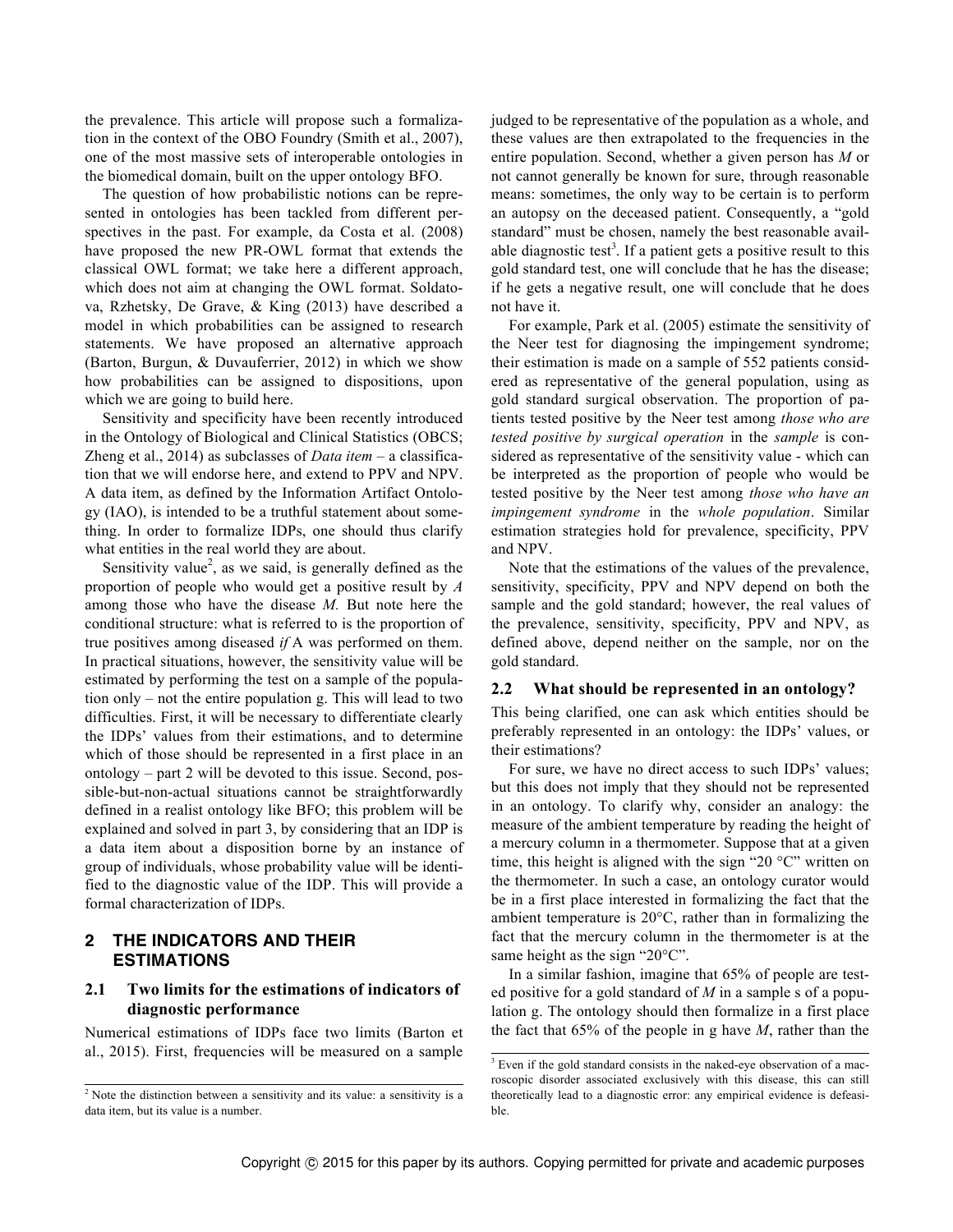the prevalence. This article will propose such a formalization in the context of the OBO Foundry (Smith et al., 2007), one of the most massive sets of interoperable ontologies in the biomedical domain, built on the upper ontology BFO.

The question of how probabilistic notions can be represented in ontologies has been tackled from different perspectives in the past. For example, da Costa et al. (2008) have proposed the new PR-OWL format that extends the classical OWL format; we take here a different approach, which does not aim at changing the OWL format. Soldatova, Rzhetsky, De Grave, & King (2013) have described a model in which probabilities can be assigned to research statements. We have proposed an alternative approach (Barton, Burgun, & Duvauferrier, 2012) in which we show how probabilities can be assigned to dispositions, upon which we are going to build here.

Sensitivity and specificity have been recently introduced in the Ontology of Biological and Clinical Statistics (OBCS; Zheng et al., 2014) as subclasses of *Data item* – a classification that we will endorse here, and extend to PPV and NPV. A data item, as defined by the Information Artifact Ontology (IAO), is intended to be a truthful statement about something. In order to formalize IDPs, one should thus clarify what entities in the real world they are about.

Sensitivity value[2], as we said, is generally defined as the proportion of people who would get a positive result by *A* among those who have the disease *M.* But note here the conditional structure: what is referred to is the proportion of true positives among diseased *if* A was performed on them. In practical situations, however, the sensitivity value will be estimated by performing the test on a sample of the population only – not the entire population g. This will lead to two difficulties. First, it will be necessary to differentiate clearly the IDPs' values from their estimations, and to determine which of those should be represented in a first place in an ontology – part 2 will be devoted to this issue. Second, possible-but-non-actual situations cannot be straightforwardly defined in a realist ontology like BFO; this problem will be explained and solved in part 3, by considering that an IDP is a data item about a disposition borne by an instance of group of individuals, whose probability value will be identified to the diagnostic value of the IDP. This will provide a formal characterization of IDPs.

## 2 THE INDICATORS AND THEIR ESTIMATIONS

### 2.1 Two limits for the estimations of indicators of diagnostic performance

Numerical estimations of IDPs face two limits (Barton et al., 2015). First, frequencies will be measured on a sample judged to be representative of the population as a whole, and these values are then extrapolated to the frequencies in the entire population. Second, whether a given person has *M* or not cannot generally be known for sure, through reasonable means: sometimes, the only way to be certain is to perform an autopsy on the deceased patient. Consequently, a "gold standard" must be chosen, namely the best reasonable available diagnostic test[3]. If a patient gets a positive result to this gold standard test, one will conclude that he has the disease; if he gets a negative result, one will conclude that he does not have it.

For example, Park et al. (2005) estimate the sensitivity of the Neer test for diagnosing the impingement syndrome; their estimation is made on a sample of 552 patients considered as representative of the general population, using as gold standard surgical observation. The proportion of patients tested positive by the Neer test among *those who are tested positive by surgical operation* in the *sample* is considered as representative of the sensitivity value - which can be interpreted as the proportion of people who would be tested positive by the Neer test among *those who have an impingement syndrome* in the *whole population*. Similar estimation strategies hold for prevalence, specificity, PPV and NPV.

Note that the estimations of the values of the prevalence, sensitivity, specificity, PPV and NPV depend on both the sample and the gold standard; however, the real values of the prevalence, sensitivity, specificity, PPV and NPV, as defined above, depend neither on the sample, nor on the gold standard.

### 2.2 What should be represented in an ontology?

This being clarified, one can ask which entities should be preferably represented in an ontology: the IDPs' values, or their estimations?

For sure, we have no direct access to such IDPs' values; but this does not imply that they should not be represented in an ontology. To clarify why, consider an analogy: the measure of the ambient temperature by reading the height of a mercury column in a thermometer. Suppose that at a given time, this height is aligned with the sign "20 °C" written on the thermometer. In such a case, an ontology curator would be in a first place interested in formalizing the fact that the ambient temperature is 20°C, rather than in formalizing the fact that the mercury column in the thermometer is at the same height as the sign "20°C".

In a similar fashion, imagine that 65% of people are tested positive for a gold standard of *M* in a sample s of a population g. The ontology should then formalize in a first place the fact that 65% of the people in g have *M*, rather the

[2] Note the distinction between a sensitivity and its value: a sensitivity is a data item, but its value is a number.

[3] Even if the gold standard consists in the naked-eye observation of a macroscopic disorder associated exclusively with this disease, this can still theoretically lead to a diagnostic error: any empirical evidence is defeasible.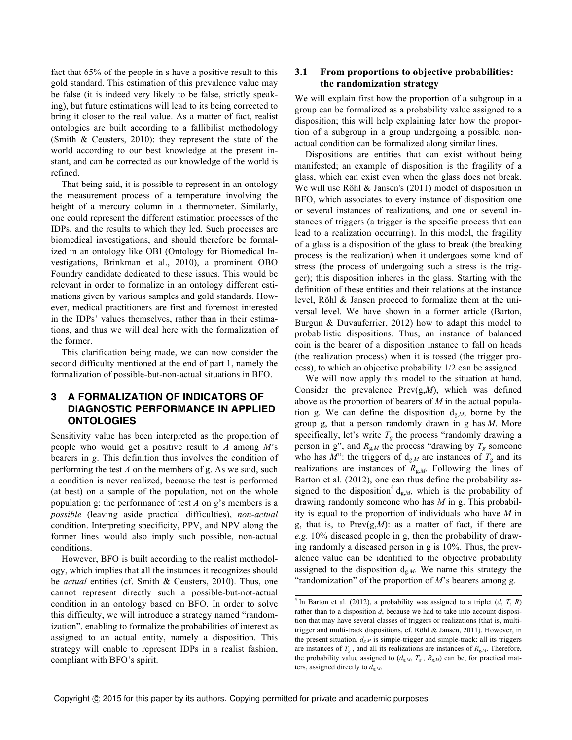fact that 65% of the people in s have a positive result to this gold standard. This estimation of this prevalence value may be false (it is indeed very likely to be false, strictly speaking), but future estimations will lead to its being corrected to bring it closer to the real value. As a matter of fact, realist ontologies are built according to a fallibilist methodology (Smith & Ceusters, 2010): they represent the state of the world according to our best knowledge at the present instant, and can be corrected as our knowledge of the world is refined.

That being said, it is possible to represent in an ontology the measurement process of a temperature involving the height of a mercury column in a thermometer. Similarly, one could represent the different estimation processes of the IDPs, and the results to which they led. Such processes are biomedical investigations, and should therefore be formalized in an ontology like OBI (Ontology for Biomedical Investigations, Brinkman et al., 2010), a prominent OBO Foundry candidate dedicated to these issues. This would be relevant in order to formalize in an ontology different estimations given by various samples and gold standards. However, medical practitioners are first and foremost interested in the IDPs' values themselves, rather than in their estimations, and thus we will deal here with the formalization of the former.

This clarification being made, we can now consider the second difficulty mentioned at the end of part 1, namely the formalization of possible-but-non-actual situations in BFO.

# 3 A FORMALIZATION OF INDICATORS OF DIAGNOSTIC PERFORMANCE IN APPLIED ONTOLOGIES

Sensitivity value has been interpreted as the proportion of people who would get a positive result to *A* among *M*'s bearers in *g*. This definition thus involves the condition of performing the test *A* on the members of g. As we said, such a condition is never realized, because the test is performed (at best) on a sample of the population, not on the whole population g: the performance of test *A* on *g*'s members is a *possible* (leaving aside practical difficulties), *non-actual* condition. Interpreting specificity, PPV, and NPV along the former lines would also imply such possible, non-actual conditions.

However, BFO is built according to the realist methodology, which implies that all the instances it recognizes should be *actual* entities (cf. Smith & Ceusters, 2010). Thus, one cannot represent directly such a possible-but-not-actual condition in an ontology based on BFO. In order to solve this difficulty, we will introduce a strategy named "randomization", enabling to formalize the probabilities of interest as assigned to an actual entity, namely a disposition. This strategy will enable to represent IDPs in a realist fashion, compliant with BFO's spirit.

## 3.1 From proportions to objective probabilities: the randomization strategy

We will explain first how the proportion of a subgroup in a group can be formalized as a probability value assigned to a disposition; this will help explaining later how the proportion of a subgroup in a group undergoing a possible, non-actual condition can be formalized along similar lines.

Dispositions are entities that can exist without being manifested; an example of disposition is the fragility of a glass, which can exist even when the glass does not break. We will use Röhl & Jansen's (2011) model of disposition in BFO, which associates to every instance of disposition one or several instances of realizations, and one or several instances of triggers (a trigger is the specific process that can lead to a realization occurring). In this model, the fragility of a glass is a disposition of the glass to break (the breaking process is the realization) when it undergoes some kind of stress (the process of undergoing such a stress is the trigger); this disposition inheres in the glass. Starting with the definition of these entities and their relations at the instance level, Röhl & Jansen proceed to formalize them at the universal level. We have shown in a former article (Barton, Burgun & Duvauferrier, 2012) how to adapt this model to probabilistic dispositions. Thus, an instance of balanced coin is the bearer of a disposition instance to fall on heads (the realization process) when it is tossed (the trigger process), to which an objective probability 1/2 can be assigned.

We will now apply this model to the situation at hand. Consider the prevalence Prev(g,*M*), which was defined above as the proportion of bearers of *M* in the actual population g. We can define the disposition $d_{g,M}$, borne by the group g, that a person randomly drawn in g has *M*. More specifically, let's write $T_g$ the process "randomly drawing a person in g", and $R_{g,M}$ the process "drawing by $T_g$ someone who has *M*": the triggers of $d_{g,M}$ are instances of $T_g$ and its realizations are instances of $R_{g,M}$. Following the lines of Barton et al. (2012), one can thus define the probability assigned to the disposition[4] $d_{g,M}$, which is the probability of drawing randomly someone who has *M* in g. This probability is equal to the proportion of individuals who have *M* in g, that is, to Prev(g,*M*): as a matter of fact, if there are *e.g.* 10% diseased people in g, then the probability of drawing randomly a diseased person in g is 10%. Thus, the prevalence value can be identified to the objective probability assigned to the disposition $d_{g,M}$. We name this strategy the "randomization" of the proportion of *M*'s bearers among g.

[4] In Barton et al. (2012), a probability was assigned to a triplet ($d$, $T$, $R$) rather than to a disposition $d$, because we had to take into account disposition that may have several classes of triggers or realizations (that is, multi-trigger and multi-track dispositions, cf. Röhl & Jansen, 2011). However, in the present situation, $d_{g,M}$ is simple-trigger and simple-track: all its triggers are instances of $T_g$, and all its realizations are instances of $R_{g,M}$. Therefore, the probability value assigned to ($d_{g,M}$, $T_g$, $R_{g,M}$) can be, for practical matters, assigned directly to $d_{g,M}$.

Copyright © 2015 for this paper by its authors. Copying permitted for private and academic purposes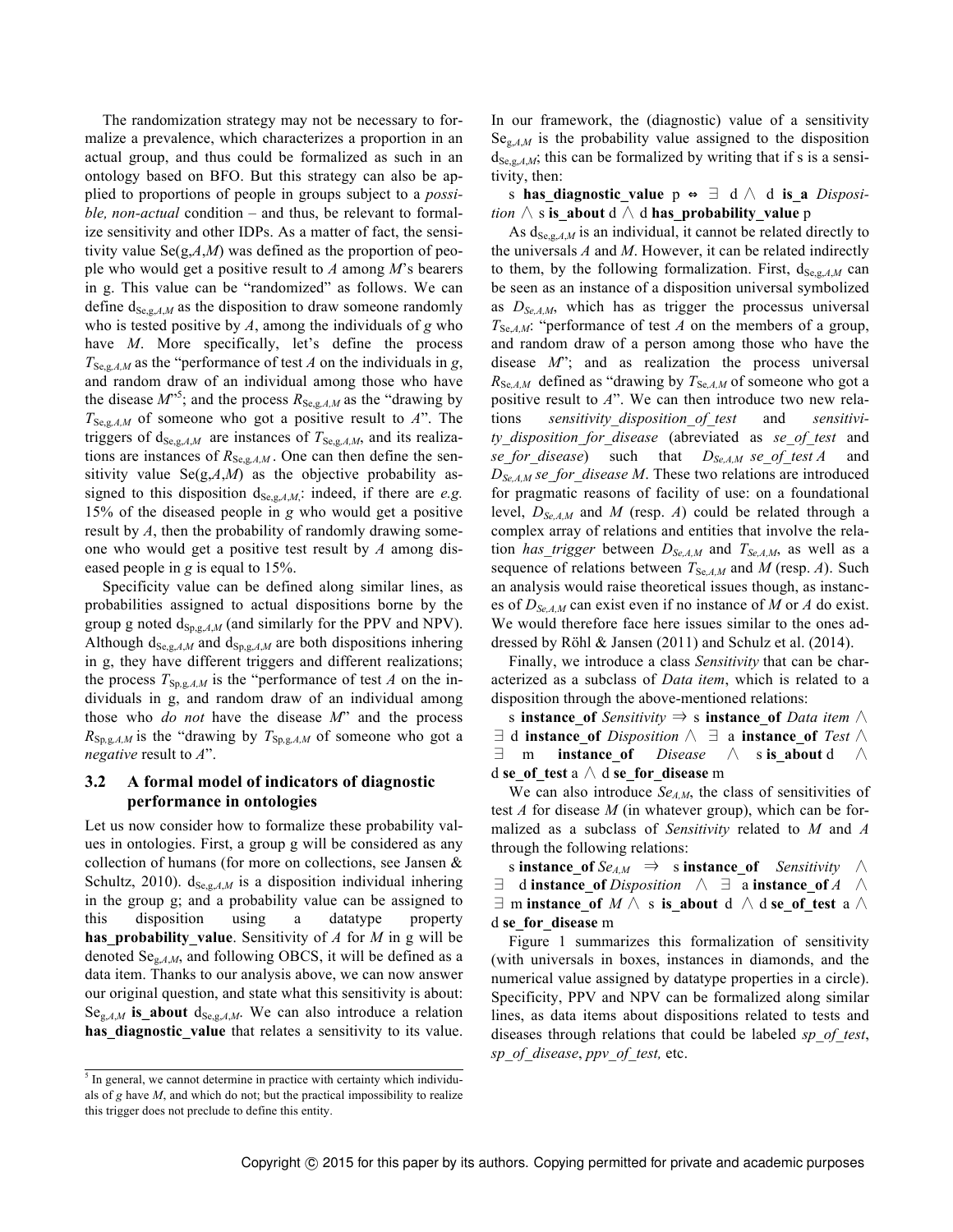The randomization strategy may not be necessary to formalize a prevalence, which characterizes a proportion in an actual group, and thus could be formalized as such in an ontology based on BFO. But this strategy can also be applied to proportions of people in groups subject to a *possible, non-actual* condition – and thus, be relevant to formalize sensitivity and other IDPs. As a matter of fact, the sensitivity value Se(g,*A*,*M*) was defined as the proportion of people who would get a positive result to *A* among *M*'s bearers in g. This value can be "randomized" as follows. We can define $d_{Se,g,A,M}$ as the disposition to draw someone randomly who is tested positive by *A*, among the individuals of *g* who have *M*. More specifically, let's define the process $T_{Se,g,A,M}$ as the "performance of test *A* on the individuals in *g*, and random draw of an individual among those who have the disease *M*"[5]; and the process $R_{Se,g,A,M}$ as the "drawing by $T_{Se,g,A,M}$ of someone who got a positive result to *A*". The triggers of $d_{Se,g,A,M}$ are instances of $T_{Se,g,A,M}$, and its realizations are instances of $R_{Se,g,A,M}$. One can then define the sensitivity value Se(g,*A*,*M*) as the objective probability assigned to this disposition $d_{Se,g,A,M}$: indeed, if there are *e.g.* 15% of the diseased people in *g* who would get a positive result by *A*, then the probability of randomly drawing someone who would get a positive test result by *A* among diseased people in *g* is equal to 15%.

Specificity value can be defined along similar lines, as probabilities assigned to actual dispositions borne by the group g noted $d_{Sp,g,A,M}$ (and similarly for the PPV and NPV). Although $d_{Se,g,A,M}$ and $d_{Sp,g,A,M}$ are both dispositions inhering in g, they have different triggers and different realizations; the process $T_{Sp,g,A,M}$ is the "performance of test *A* on the individuals in g, and random draw of an individual among those who *do not* have the disease *M*" and the process $R_{Sp,g,A,M}$ is the "drawing by $T_{Sp,g,A,M}$ of someone who got a *negative* result to *A*".

### 3.2 A formal model of indicators of diagnostic performance in ontologies

Let us now consider how to formalize these probability values in ontologies. First, a group g will be considered as any collection of humans (for more on collections, see Jansen & Schultz, 2010). $d_{Se,g,A,M}$ is a disposition individual inhering in the group g; and a probability value can be assigned to this disposition using a datatype property **has_probability_value**. Sensitivity of *A* for *M* in g will be denoted $Se_{g,A,M}$, and following OBCS, it will be defined as a data item. Thanks to our analysis above, we can now answer our original question, and state what this sensitivity is about: $Se_{g,A,M}$ **is_about** $d_{Se,g,A,M}$. We can also introduce a relation **has_diagnostic_value** that relates a sensitivity to its value.

In our framework, the (diagnostic) value of a sensitivity $Se_{g,A,M}$ is the probability value assigned to the disposition $d_{Se,g,A,M}$; this can be formalized by writing that if s is a sensitivity, then:

s **has_diagnostic_value** p ⇔ ∃ d ∧ d **is_a** *Disposition* ∧ s **is_about** d ∧ d **has_probability_value** p

As $d_{Se,g,A,M}$ is an individual, it cannot be related directly to the universals *A* and *M*. However, it can be related indirectly to them, by the following formalization. First, $d_{Se,g,A,M}$ can be seen as an instance of a disposition universal symbolized as $D_{Se,A,M}$, which has as trigger the processus universal $T_{Se,A,M}$: "performance of test *A* on the members of a group, and random draw of a person among those who have the disease *M*"; and as realization the process universal $R_{Se,A,M}$ defined as "drawing by $T_{Se,A,M}$ of someone who got a positive result to *A*". We can then introduce two new relations *sensitivity_disposition_of_test* and *sensitivity_disposition_for_disease* (abreviated as *se_of_test* and *se_for_disease*) such that $D_{Se,A,M}$ *se_of_test A* and $D_{Se,A,M}$ *se_for_disease M*. These two relations are introduced for pragmatic reasons of facility of use: on a foundational level, $D_{Se,A,M}$ and *M* (resp. *A*) could be related through a complex array of relations and entities that involve the relation *has_trigger* between $D_{Se,A,M}$ and $T_{Se,A,M}$, as well as a sequence of relations between $T_{Se,A,M}$ and *M* (resp. *A*). Such an analysis would raise theoretical issues though, as instances of $D_{Se,A,M}$ can exist even if no instance of *M* or *A* do exist. We would therefore face here issues similar to the ones addressed by Röhl & Jansen (2011) and Schulz et al. (2014).

Finally, we introduce a class *Sensitivity* that can be characterized as a subclass of *Data item*, which is related to a disposition through the above-mentioned relations:

s **instance_of** *Sensitivity* ⇒ s **instance_of** *Data item* ∧ ∃ d **instance_of** *Disposition* ∧ ∃ a **instance_of** *Test* ∧ ∃ m **instance_of** *Disease* ∧ s **is_about** d ∧ d **se_of_test** a ∧ d **se_for_disease** m

We can also introduce $Se_{A,M}$, the class of sensitivities of test *A* for disease *M* (in whatever group), which can be formalized as a subclass of *Sensitivity* related to *M* and *A* through the following relations:

s **instance_of** $Se_{A,M}$ ⇒ s **instance_of** *Sensitivity* ∧ ∃ d **instance_of** *Disposition* ∧ ∃ a **instance_of** *A* ∧ ∃ m **instance_of** *M* ∧ s **is_about** d ∧ d **se_of_test** a ∧ d **se_for_disease** m

Figure 1 summarizes this formalization of sensitivity (with universals in boxes, instances in diamonds, and the numerical value assigned by datatype properties in a circle). Specificity, PPV and NPV can be formalized along similar lines, as data items about dispositions related to tests and diseases through relations that could be labeled *sp_of_test*, *sp_of_disease*, *ppv_of_test,* etc.

[5] In general, we cannot determine in practice with certainty which individuals of *g* have *M*, and which do not; but the practical impossibility to realize this trigger does not preclude to define this entity.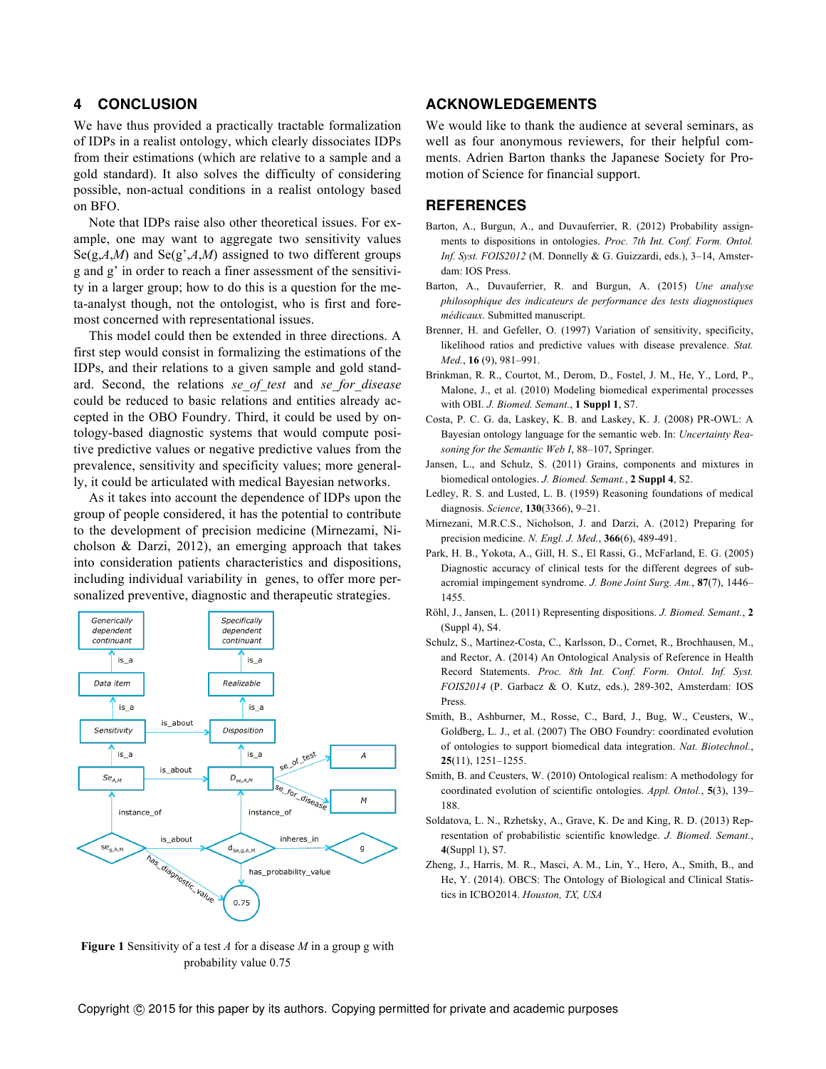## 4 CONCLUSION

We have thus provided a practically tractable formalization of IDPs in a realist ontology, which clearly dissociates IDPs from their estimations (which are relative to a sample and a gold standard). It also solves the difficulty of considering possible, non-actual conditions in a realist ontology based on BFO.

Note that IDPs raise also other theoretical issues. For example, one may want to aggregate two sensitivity values Se(g,*A*,*M*) and Se(g',*A*,*M*) assigned to two different groups g and g' in order to reach a finer assessment of the sensitivity in a larger group; how to do this is a question for the meta-analyst though, not the ontologist, who is first and foremost concerned with representational issues.

This model could then be extended in three directions. A first step would consist in formalizing the estimations of the IDPs, and their relations to a given sample and gold standard. Second, the relations *se_of_test* and *se_for_disease* could be reduced to basic relations and entities already accepted in the OBO Foundry. Third, it could be used by ontology-based diagnostic systems that would compute positive predictive values or negative predictive values from the prevalence, sensitivity and specificity values; more generally, it could be articulated with medical Bayesian networks.

As it takes into account the dependence of IDPs upon the group of people considered, it has the potential to contribute to the development of precision medicine (Mirnezami, Nicholson & Darzi, 2012), an emerging approach that takes into consideration patients characteristics and dispositions, including individual variability in genes, to offer more personalized preventive, diagnostic and therapeutic strategies.

Generically dependent continuant
is_a
Data item
is_a
Sensitivity
is_a
$Se_{A,M}$
instance_of
$se_{g,A,M}$
Specifically dependent continuant
is_a
Realizable
is_a
Disposition
is_a
$D_{se,A,M}$
instance_of
$d_{se,g,A,M}$
is_about
is_about
is_about
se_of_test
se_for_disease
A
M
inheres_in
g
has_diagnostic_value
has_probability_value
0.75

**Figure 1** Sensitivity of a test *A* for a disease *M* in a group g with probability value 0.75

## ACKNOWLEDGEMENTS

We would like to thank the audience at several seminars, as well as four anonymous reviewers, for their helpful comments. Adrien Barton thanks the Japanese Society for Promotion of Science for financial support.

## REFERENCES

Barton, A., Burgun, A., and Duvauferrier, R. (2012) Probability assignments to dispositions in ontologies. *Proc. 7th Int. Conf. Form. Ontol. Inf. Syst. FOIS2012* (M. Donnelly & G. Guizzardi, eds.), 3–14, Amsterdam: IOS Press.

Barton, A., Duvauferrier, R. and Burgun, A. (2015) *Une analyse philosophique des indicateurs de performance des tests diagnostiques médicaux*. Submitted manuscript.

Brenner, H. and Gefeller, O. (1997) Variation of sensitivity, specificity, likelihood ratios and predictive values with disease prevalence. *Stat. Med.*, **16** (9), 981–991.

Brinkman, R. R., Courtot, M., Derom, D., Fostel, J. M., He, Y., Lord, P., Malone, J., et al. (2010) Modeling biomedical experimental processes with OBI. *J. Biomed. Semant.*, **1 Suppl 1**, S7.

Costa, P. C. G. da, Laskey, K. B. and Laskey, K. J. (2008) PR-OWL: A Bayesian ontology language for the semantic web. In: *Uncertainty Reasoning for the Semantic Web I*, 88–107, Springer.

Jansen, L., and Schulz, S. (2011) Grains, components and mixtures in biomedical ontologies. *J. Biomed. Semant.*, **2 Suppl 4**, S2.

Ledley, R. S. and Lusted, L. B. (1959) Reasoning foundations of medical diagnosis. *Science*, **130**(3366), 9–21.

Mirnezani, M.R.C.S., Nicholson, J. and Darzi, A. (2012) Preparing for precision medicine. *N. Engl. J. Med.*, **366**(6), 489-491.

Park, H. B., Yokota, A., Gill, H. S., El Rassi, G., McFarland, E. G. (2005) Diagnostic accuracy of clinical tests for the different degrees of subacromial impingement syndrome. *J. Bone Joint Surg. Am.*, **87**(7), 1446–1455.

Röhl, J., Jansen, L. (2011) Representing dispositions. *J. Biomed. Semant.*, **2** (Suppl 4), S4.

Schulz, S., Martínez-Costa, C., Karlsson, D., Cornet, R., Brochhausen, M., and Rector, A. (2014) An Ontological Analysis of Reference in Health Record Statements. *Proc. 8th Int. Conf. Form. Ontol. Inf. Syst. FOIS2014* (P. Garbacz & O. Kutz, eds.), 289-302, Amsterdam: IOS Press.

Smith, B., Ashburner, M., Rosse, C., Bard, J., Bug, W., Ceusters, W., Goldberg, L. J., et al. (2007) The OBO Foundry: coordinated evolution of ontologies to support biomedical data integration. *Nat. Biotechnol.*, **25**(11), 1251–1255.

Smith, B. and Ceusters, W. (2010) Ontological realism: A methodology for coordinated evolution of scientific ontologies. *Appl. Ontol.*, **5**(3), 139–188.

Soldatova, L. N., Rzhetsky, A., Grave, K. De and King, R. D. (2013) Representation of probabilistic scientific knowledge. *J. Biomed. Semant.*, **4**(Suppl 1), S7.

Zheng, J., Harris, M. R., Masci, A. M., Lin, Y., Hero, A., Smith, B., and He, Y. (2014). OBCS: The Ontology of Biological and Clinical Statistics in ICBO2014. *Houston, TX, USA*

Copyright © 2015 for this paper by its authors. Copying permitted for private and academic purposes